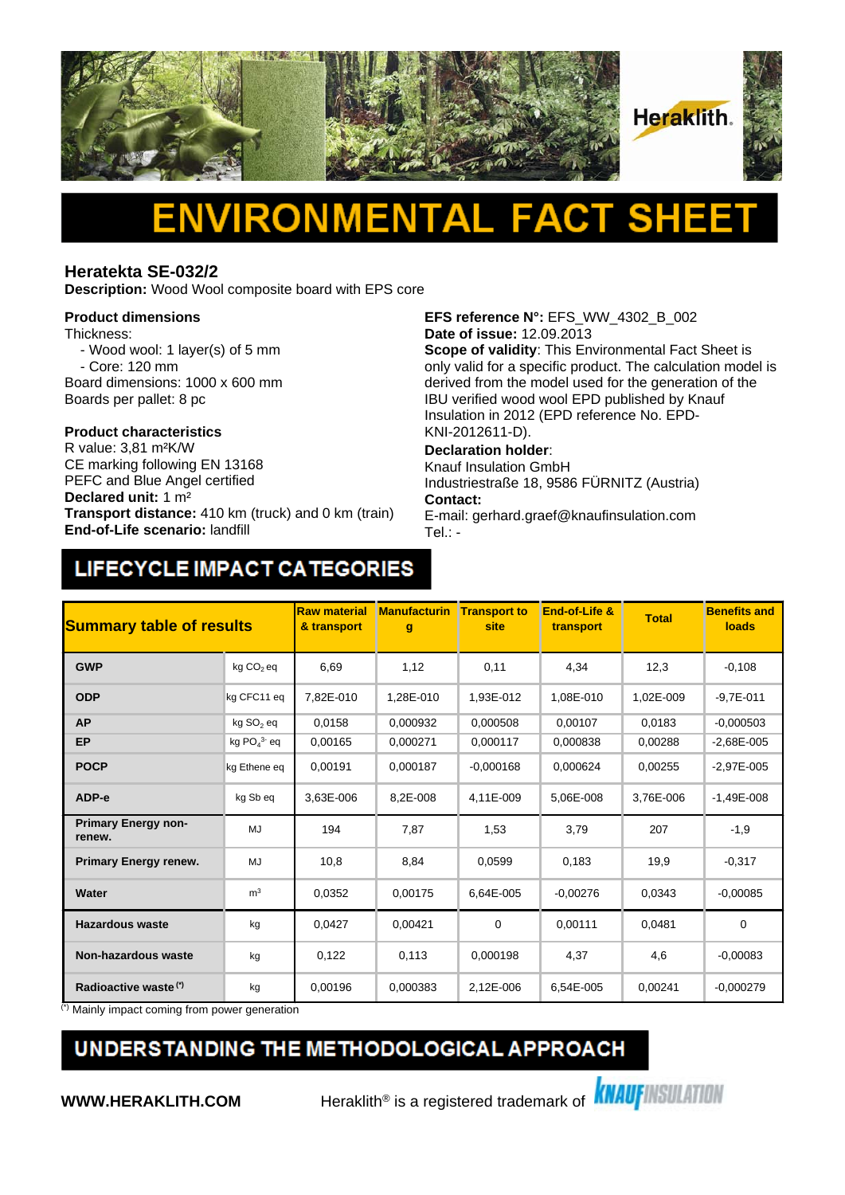# ENVIRONMENTAL FACT SHEET

## Heratekta SE-032/2

**Description:** Wood Wool composite board with EPS core

**Product dimensions**

Thickness:
- Wood wool: 1 layer(s) of 5 mm
- Core: 120 mm

Board dimensions: 1000 x 600 mm
Boards per pallet: 8 pc

**Product characteristics**

R value: 3,81 m²K/W
CE marking following EN 13168
PEFC and Blue Angel certified
**Declared unit:** 1 m²
**Transport distance:** 410 km (truck) and 0 km (train)
**End-of-Life scenario:** landfill

**EFS reference N°:** EFS_WW_4302_B_002
**Date of issue:** 12.09.2013
**Scope of validity**: This Environmental Fact Sheet is only valid for a specific product. The calculation model is derived from the model used for the generation of the IBU verified wood wool EPD published by Knauf Insulation in 2012 (EPD reference No. EPD-KNI-2012611-D).
**Declaration holder**:
Knauf Insulation GmbH
Industriestraße 18, 9586 FÜRNITZ (Austria)
**Contact:**
E-mail: gerhard.graef@knaufinsulation.com
Tel.: -

## LIFECYCLE IMPACT CATEGORIES

| Summary table of results | | Raw material & transport | Manufacturing | Transport to site | End-of-Life & transport | Total | Benefits and loads |
|---|---|---|---|---|---|---|---|
| **GWP** | kg $CO_2$ eq | 6,69 | 1,12 | 0,11 | 4,34 | 12,3 | -0,108 |
| **ODP** | kg CFC11 eq | 7,82E-010 | 1,28E-010 | 1,93E-012 | 1,08E-010 | 1,02E-009 | -9,7E-011 |
| **AP** | kg $SO_2$ eq | 0,0158 | 0,000932 | 0,000508 | 0,00107 | 0,0183 | -0,000503 |
| **EP** | kg $PO_4^{3-}$ eq | 0,00165 | 0,000271 | 0,000117 | 0,000838 | 0,00288 | -2,68E-005 |
| **POCP** | kg Ethene eq | 0,00191 | 0,000187 | -0,000168 | 0,000624 | 0,00255 | -2,97E-005 |
| **ADP-e** | kg Sb eq | 3,63E-006 | 8,2E-008 | 4,11E-009 | 5,06E-008 | 3,76E-006 | -1,49E-008 |
| **Primary Energy non-renew.** | MJ | 194 | 7,87 | 1,53 | 3,79 | 207 | -1,9 |
| **Primary Energy renew.** | MJ | 10,8 | 8,84 | 0,0599 | 0,183 | 19,9 | -0,317 |
| **Water** | m³ | 0,0352 | 0,00175 | 6,64E-005 | -0,00276 | 0,0343 | -0,00085 |
| **Hazardous waste** | kg | 0,0427 | 0,00421 | 0 | 0,00111 | 0,0481 | 0 |
| **Non-hazardous waste** | kg | 0,122 | 0,113 | 0,000198 | 4,37 | 4,6 | -0,00083 |
| **Radioactive waste (*)** | kg | 0,00196 | 0,000383 | 2,12E-006 | 6,54E-005 | 0,00241 | -0,000279 |

(*) Mainly impact coming from power generation

## UNDERSTANDING THE METHODOLOGICAL APPROACH

**WWW.HERAKLITH.COM** Heraklith® is a registered trademark of KNAUF INSULATION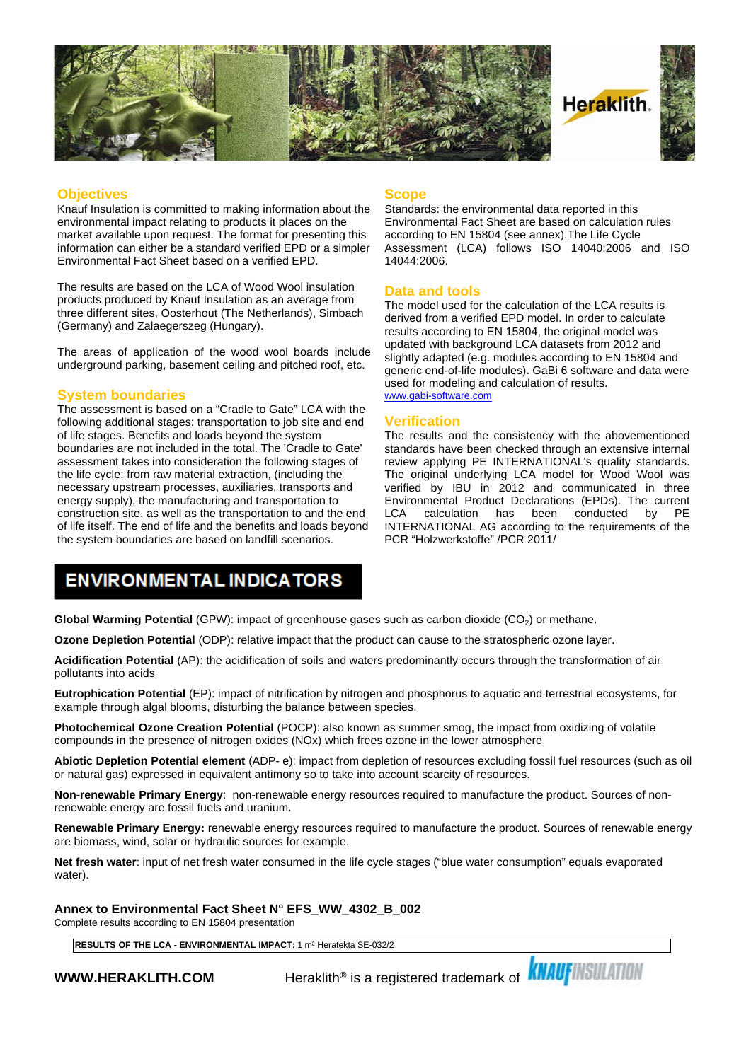## Objectives

Knauf Insulation is committed to making information about the environmental impact relating to products it places on the market available upon request. The format for presenting this information can either be a standard verified EPD or a simpler Environmental Fact Sheet based on a verified EPD.

The results are based on the LCA of Wood Wool insulation products produced by Knauf Insulation as an average from three different sites, Oosterhout (The Netherlands), Simbach (Germany) and Zalaegerszeg (Hungary).

The areas of application of the wood wool boards include underground parking, basement ceiling and pitched roof, etc.

## System boundaries

The assessment is based on a "Cradle to Gate" LCA with the following additional stages: transportation to job site and end of life stages. Benefits and loads beyond the system boundaries are not included in the total. The 'Cradle to Gate' assessment takes into consideration the following stages of the life cycle: from raw material extraction, (including the necessary upstream processes, auxiliaries, transports and energy supply), the manufacturing and transportation to construction site, as well as the transportation to and the end of life itself. The end of life and the benefits and loads beyond the system boundaries are based on landfill scenarios.

## Scope

Standards: the environmental data reported in this Environmental Fact Sheet are based on calculation rules according to EN 15804 (see annex).The Life Cycle Assessment (LCA) follows ISO 14040:2006 and ISO 14044:2006.

## Data and tools

The model used for the calculation of the LCA results is derived from a verified EPD model. In order to calculate results according to EN 15804, the original model was updated with background LCA datasets from 2012 and slightly adapted (e.g. modules according to EN 15804 and generic end-of-life modules). GaBi 6 software and data were used for modeling and calculation of results.
www.gabi-software.com

## Verification

The results and the consistency with the abovementioned standards have been checked through an extensive internal review applying PE INTERNATIONAL's quality standards. The original underlying LCA model for Wood Wool was verified by IBU in 2012 and communicated in three Environmental Product Declarations (EPDs). The current LCA calculation has been conducted by PE INTERNATIONAL AG according to the requirements of the PCR "Holzwerkstoffe" /PCR 2011/

## ENVIRONMENTAL INDICATORS

**Global Warming Potential** (GPW): impact of greenhouse gases such as carbon dioxide ($CO_2$) or methane.

**Ozone Depletion Potential** (ODP): relative impact that the product can cause to the stratospheric ozone layer.

**Acidification Potential** (AP): the acidification of soils and waters predominantly occurs through the transformation of air pollutants into acids

**Eutrophication Potential** (EP): impact of nitrification by nitrogen and phosphorus to aquatic and terrestrial ecosystems, for example through algal blooms, disturbing the balance between species.

**Photochemical Ozone Creation Potential** (POCP): also known as summer smog, the impact from oxidizing of volatile compounds in the presence of nitrogen oxides (NOx) which frees ozone in the lower atmosphere

**Abiotic Depletion Potential element** (ADP- e): impact from depletion of resources excluding fossil fuel resources (such as oil or natural gas) expressed in equivalent antimony so to take into account scarcity of resources.

**Non-renewable Primary Energy**: non-renewable energy resources required to manufacture the product. Sources of non-renewable energy are fossil fuels and uranium**.**

**Renewable Primary Energy:** renewable energy resources required to manufacture the product. Sources of renewable energy are biomass, wind, solar or hydraulic sources for example.

**Net fresh water**: input of net fresh water consumed in the life cycle stages ("blue water consumption" equals evaporated water).

**Annex to Environmental Fact Sheet N° EFS_WW_4302_B_002**
Complete results according to EN 15804 presentation

| **RESULTS OF THE LCA - ENVIRONMENTAL IMPACT:** 1 m² Heratekta SE-032/2 |
|---|

**WWW.HERAKLITH.COM** Heraklith® is a registered trademark of KNAUF INSULATION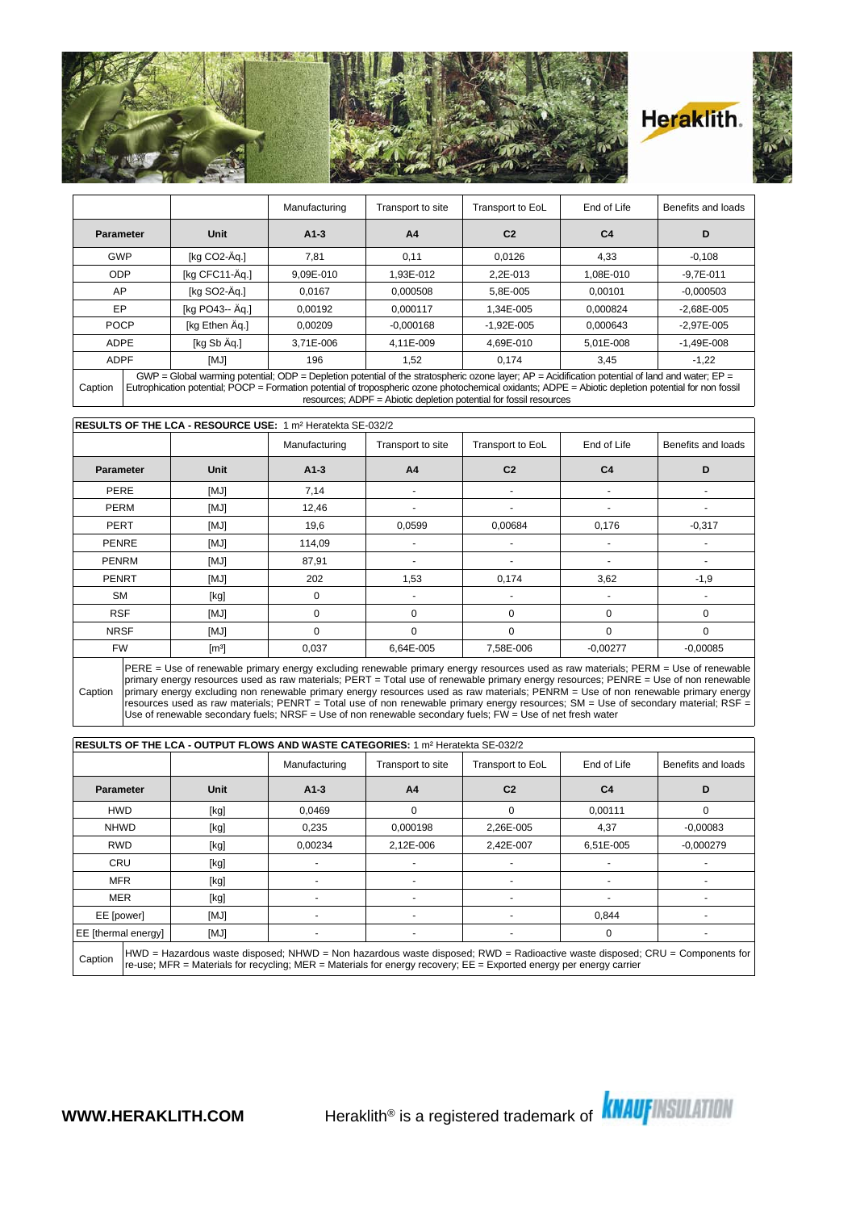| | | Manufacturing | Transport to site | Transport to EoL | End of Life | Benefits and loads |
|---|---|---|---|---|---|---|
| **Parameter** | **Unit** | **A1-3** | **A4** | **C2** | **C4** | **D** |
| GWP | [kg CO2-Äq.] | 7,81 | 0,11 | 0,0126 | 4,33 | -0,108 |
| ODP | [kg CFC11-Äq.] | 9,09E-010 | 1,93E-012 | 2,2E-013 | 1,08E-010 | -9,7E-011 |
| AP | [kg SO2-Äq.] | 0,0167 | 0,000508 | 5,8E-005 | 0,00101 | -0,000503 |
| EP | [kg PO43-- Äq.] | 0,00192 | 0,000117 | 1,34E-005 | 0,000824 | -2,68E-005 |
| POCP | [kg Ethen Äq.] | 0,00209 | -0,000168 | -1,92E-005 | 0,000643 | -2,97E-005 |
| ADPE | [kg Sb Äq.] | 3,71E-006 | 4,11E-009 | 4,69E-010 | 5,01E-008 | -1,49E-008 |
| ADPF | [MJ] | 196 | 1,52 | 0,174 | 3,45 | -1,22 |
| Caption | GWP = Global warming potential; ODP = Depletion potential of the stratospheric ozone layer; AP = Acidification potential of land and water; EP = Eutrophication potential; POCP = Formation potential of tropospheric ozone photochemical oxidants; ADPE = Abiotic depletion potential for non fossil resources; ADPF = Abiotic depletion potential for fossil resources | | | | | |

**RESULTS OF THE LCA - RESOURCE USE:** 1 m² Heratekta SE-032/2

| | | Manufacturing | Transport to site | Transport to EoL | End of Life | Benefits and loads |
|---|---|---|---|---|---|---|
| **Parameter** | **Unit** | **A1-3** | **A4** | **C2** | **C4** | **D** |
| PERE | [MJ] | 7,14 | - | - | - | - |
| PERM | [MJ] | 12,46 | - | - | - | - |
| PERT | [MJ] | 19,6 | 0,0599 | 0,00684 | 0,176 | -0,317 |
| PENRE | [MJ] | 114,09 | - | - | - | - |
| PENRM | [MJ] | 87,91 | - | - | - | - |
| PENRT | [MJ] | 202 | 1,53 | 0,174 | 3,62 | -1,9 |
| SM | [kg] | 0 | - | - | - | - |
| RSF | [MJ] | 0 | 0 | 0 | 0 | 0 |
| NRSF | [MJ] | 0 | 0 | 0 | 0 | 0 |
| FW | [m³] | 0,037 | 6,64E-005 | 7,58E-006 | -0,00277 | -0,00085 |
| Caption | PERE = Use of renewable primary energy excluding renewable primary energy resources used as raw materials; PERM = Use of renewable primary energy resources used as raw materials; PERT = Total use of renewable primary energy resources; PENRE = Use of non renewable primary energy excluding non renewable primary energy resources used as raw materials; PENRM = Use of non renewable primary energy resources used as raw materials; PENRT = Total use of non renewable primary energy resources; SM = Use of secondary material; RSF = Use of renewable secondary fuels; NRSF = Use of non renewable secondary fuels; FW = Use of net fresh water | | | | | |

**RESULTS OF THE LCA - OUTPUT FLOWS AND WASTE CATEGORIES:** 1 m² Heratekta SE-032/2

| | | Manufacturing | Transport to site | Transport to EoL | End of Life | Benefits and loads |
|---|---|---|---|---|---|---|
| **Parameter** | **Unit** | **A1-3** | **A4** | **C2** | **C4** | **D** |
| HWD | [kg] | 0,0469 | 0 | 0 | 0,00111 | 0 |
| NHWD | [kg] | 0,235 | 0,000198 | 2,26E-005 | 4,37 | -0,00083 |
| RWD | [kg] | 0,00234 | 2,12E-006 | 2,42E-007 | 6,51E-005 | -0,000279 |
| CRU | [kg] | - | - | - | - | - |
| MFR | [kg] | - | - | - | - | - |
| MER | [kg] | - | - | - | - | - |
| EE [power] | [MJ] | - | - | - | 0,844 | - |
| EE [thermal energy] | [MJ] | - | - | - | 0 | - |
| Caption | HWD = Hazardous waste disposed; NHWD = Non hazardous waste disposed; RWD = Radioactive waste disposed; CRU = Components for re-use; MFR = Materials for recycling; MER = Materials for energy recovery; EE = Exported energy per energy carrier | | | | | |

**WWW.HERAKLITH.COM** Heraklith® is a registered trademark of KNAUF INSULATION